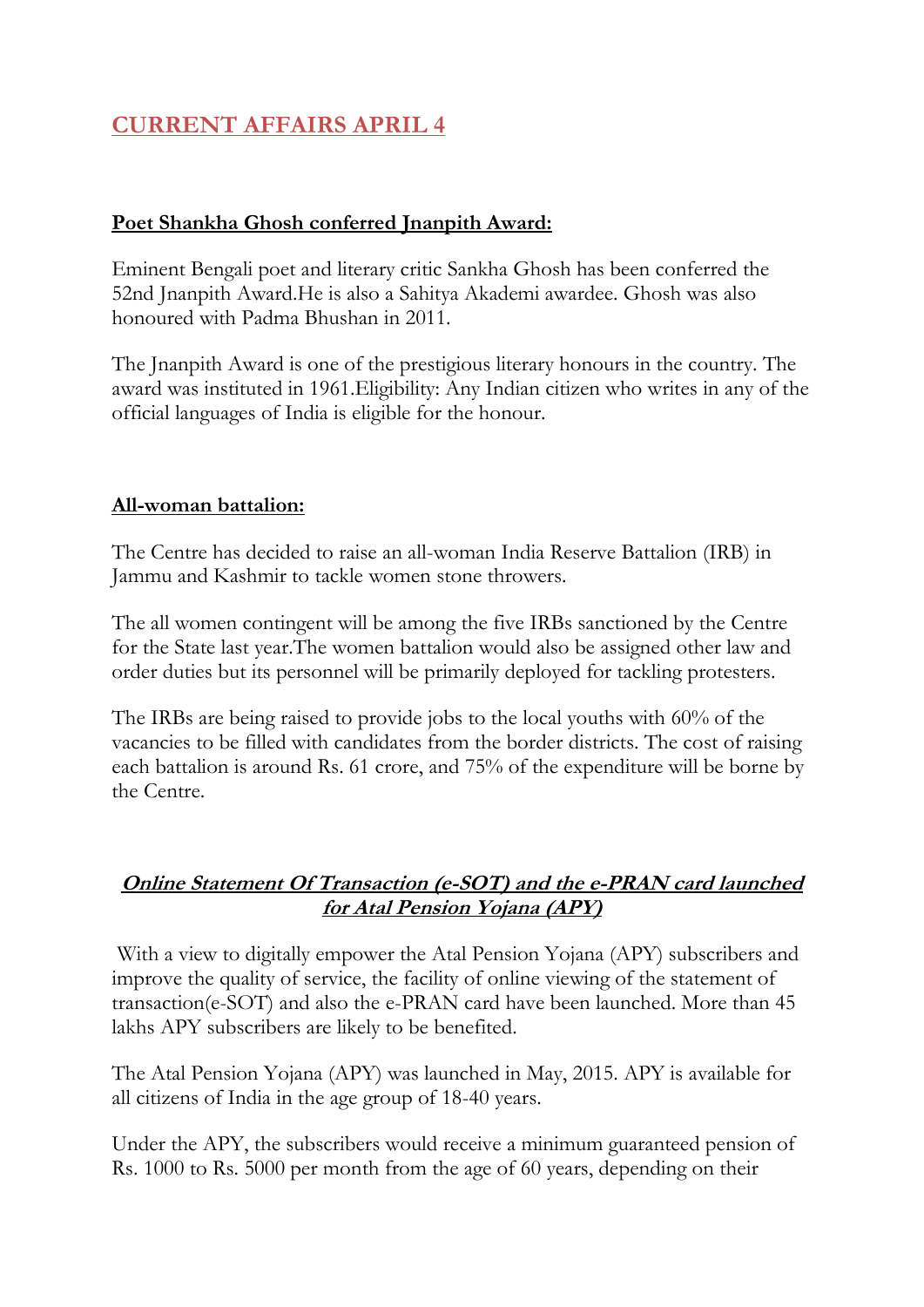# CURRENT AFFAIRS APRIL 4

## Poet Shankha Ghosh conferred Jnanpith Award:

Eminent Bengali poet and literary critic Sankha Ghosh has been conferred the 52nd Jnanpith Award.He is also a Sahitya Akademi awardee. Ghosh was also honoured with Padma Bhushan in 2011.

The Jnanpith Award is one of the prestigious literary honours in the country. The award was instituted in 1961.Eligibility: Any Indian citizen who writes in any of the official languages of India is eligible for the honour.

## All-woman battalion:

The Centre has decided to raise an all-woman India Reserve Battalion (IRB) in Jammu and Kashmir to tackle women stone throwers.

The all women contingent will be among the five IRBs sanctioned by the Centre for the State last year.The women battalion would also be assigned other law and order duties but its personnel will be primarily deployed for tackling protesters.

The IRBs are being raised to provide jobs to the local youths with 60% of the vacancies to be filled with candidates from the border districts. The cost of raising each battalion is around Rs. 61 crore, and 75% of the expenditure will be borne by the Centre.

## ***Online Statement Of Transaction (e-SOT) and the e-PRAN card launched for Atal Pension Yojana (APY)***

With a view to digitally empower the Atal Pension Yojana (APY) subscribers and improve the quality of service, the facility of online viewing of the statement of transaction(e-SOT) and also the e-PRAN card have been launched. More than 45 lakhs APY subscribers are likely to be benefited.

The Atal Pension Yojana (APY) was launched in May, 2015. APY is available for all citizens of India in the age group of 18-40 years.

Under the APY, the subscribers would receive a minimum guaranteed pension of Rs. 1000 to Rs. 5000 per month from the age of 60 years, depending on their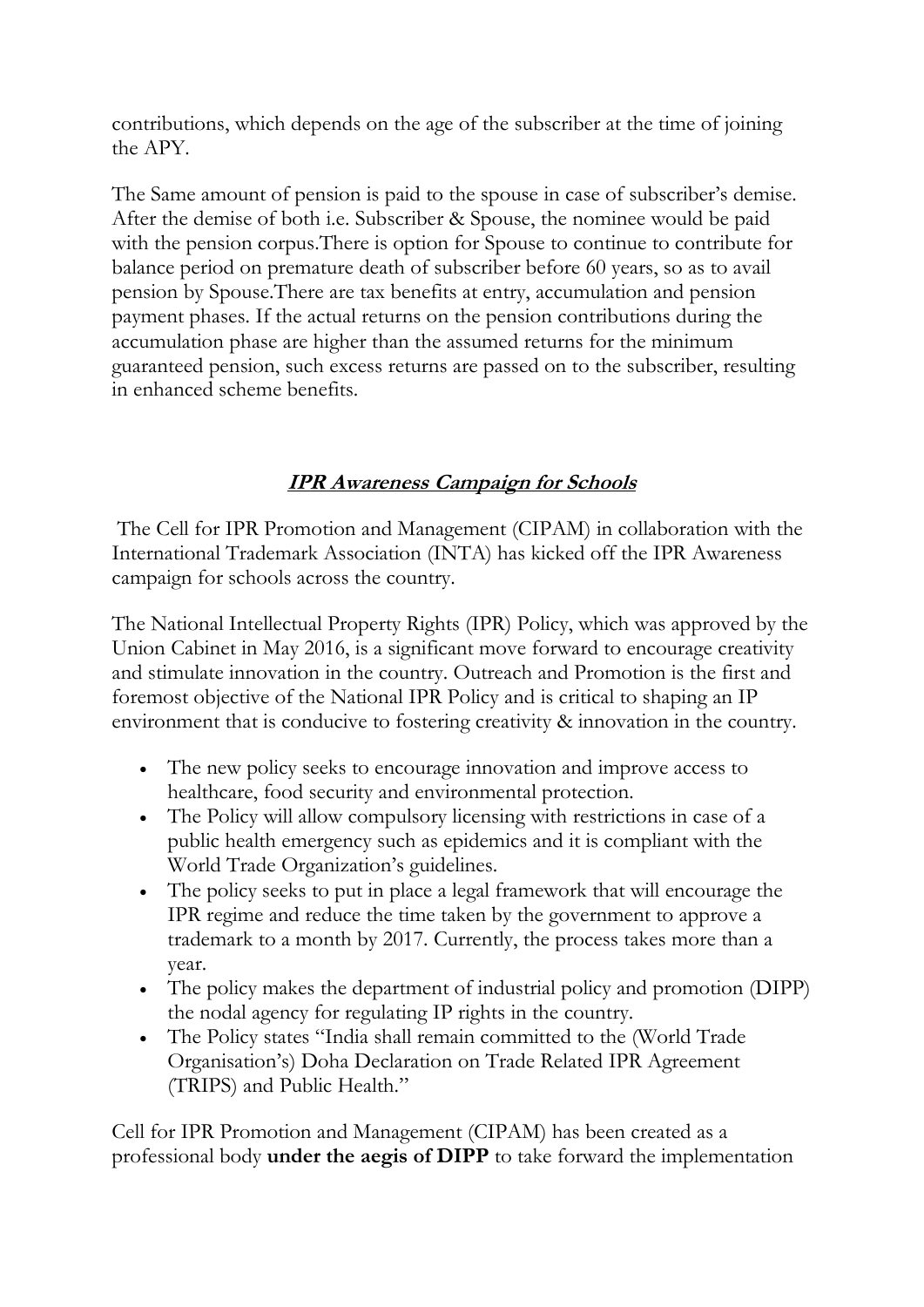contributions, which depends on the age of the subscriber at the time of joining the APY.

The Same amount of pension is paid to the spouse in case of subscriber's demise. After the demise of both i.e. Subscriber & Spouse, the nominee would be paid with the pension corpus.There is option for Spouse to continue to contribute for balance period on premature death of subscriber before 60 years, so as to avail pension by Spouse.There are tax benefits at entry, accumulation and pension payment phases. If the actual returns on the pension contributions during the accumulation phase are higher than the assumed returns for the minimum guaranteed pension, such excess returns are passed on to the subscriber, resulting in enhanced scheme benefits.

## ***IPR Awareness Campaign for Schools***

The Cell for IPR Promotion and Management (CIPAM) in collaboration with the International Trademark Association (INTA) has kicked off the IPR Awareness campaign for schools across the country.

The National Intellectual Property Rights (IPR) Policy, which was approved by the Union Cabinet in May 2016, is a significant move forward to encourage creativity and stimulate innovation in the country. Outreach and Promotion is the first and foremost objective of the National IPR Policy and is critical to shaping an IP environment that is conducive to fostering creativity & innovation in the country.

- The new policy seeks to encourage innovation and improve access to healthcare, food security and environmental protection.
- The Policy will allow compulsory licensing with restrictions in case of a public health emergency such as epidemics and it is compliant with the World Trade Organization's guidelines.
- The policy seeks to put in place a legal framework that will encourage the IPR regime and reduce the time taken by the government to approve a trademark to a month by 2017. Currently, the process takes more than a year.
- The policy makes the department of industrial policy and promotion (DIPP) the nodal agency for regulating IP rights in the country.
- The Policy states "India shall remain committed to the (World Trade Organisation's) Doha Declaration on Trade Related IPR Agreement (TRIPS) and Public Health."

Cell for IPR Promotion and Management (CIPAM) has been created as a professional body **under the aegis of DIPP** to take forward the implementation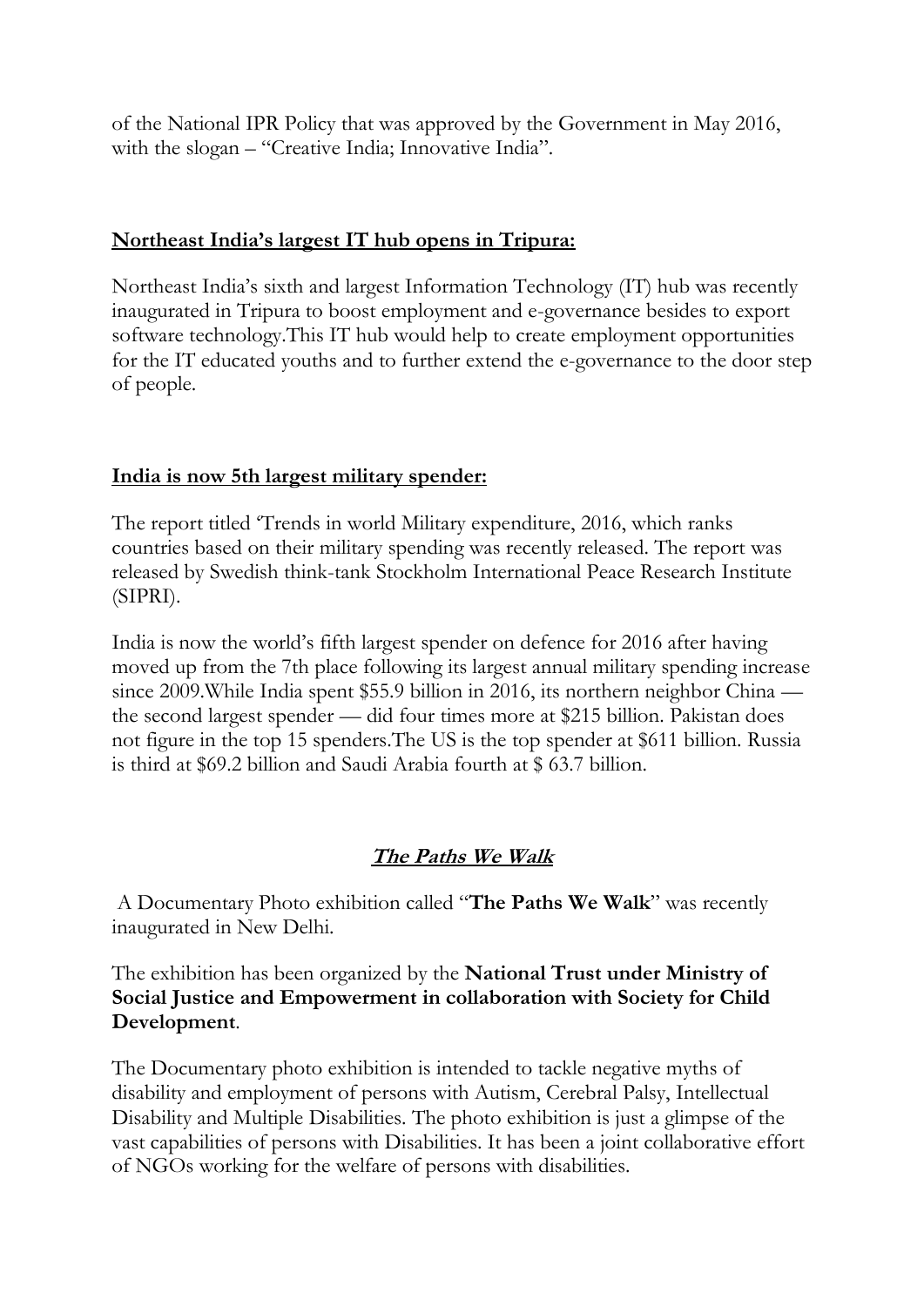of the National IPR Policy that was approved by the Government in May 2016, with the slogan – "Creative India; Innovative India".

## Northeast India's largest IT hub opens in Tripura:

Northeast India's sixth and largest Information Technology (IT) hub was recently inaugurated in Tripura to boost employment and e-governance besides to export software technology.This IT hub would help to create employment opportunities for the IT educated youths and to further extend the e-governance to the door step of people.

## India is now 5th largest military spender:

The report titled 'Trends in world Military expenditure, 2016, which ranks countries based on their military spending was recently released. The report was released by Swedish think-tank Stockholm International Peace Research Institute (SIPRI).

India is now the world's fifth largest spender on defence for 2016 after having moved up from the 7th place following its largest annual military spending increase since 2009.While India spent $55.9 billion in 2016, its northern neighbor China — the second largest spender — did four times more at $215 billion. Pakistan does not figure in the top 15 spenders.The US is the top spender at $611 billion. Russia is third at $69.2 billion and Saudi Arabia fourth at $ 63.7 billion.

## ***The Paths We Walk***

A Documentary Photo exhibition called "**The Paths We Walk**" was recently inaugurated in New Delhi.

The exhibition has been organized by the **National Trust under Ministry of Social Justice and Empowerment in collaboration with Society for Child Development**.

The Documentary photo exhibition is intended to tackle negative myths of disability and employment of persons with Autism, Cerebral Palsy, Intellectual Disability and Multiple Disabilities. The photo exhibition is just a glimpse of the vast capabilities of persons with Disabilities. It has been a joint collaborative effort of NGOs working for the welfare of persons with disabilities.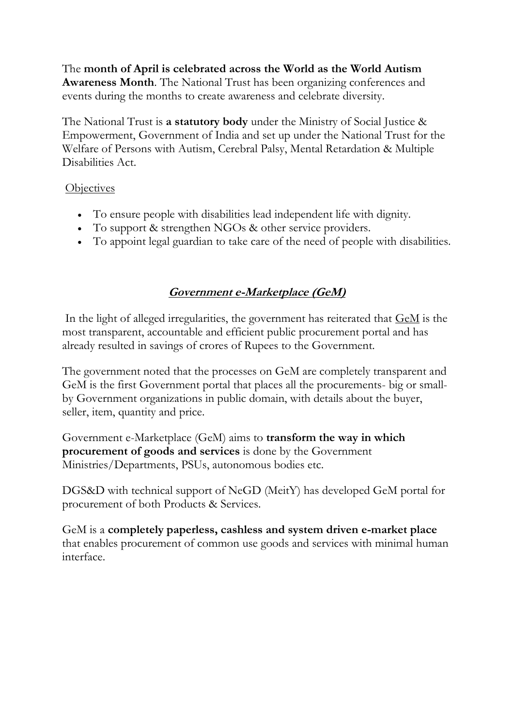The **month of April is celebrated across the World as the World Autism Awareness Month**. The National Trust has been organizing conferences and events during the months to create awareness and celebrate diversity.

The National Trust is **a statutory body** under the Ministry of Social Justice & Empowerment, Government of India and set up under the National Trust for the Welfare of Persons with Autism, Cerebral Palsy, Mental Retardation & Multiple Disabilities Act.

Objectives

- To ensure people with disabilities lead independent life with dignity.
- To support & strengthen NGOs & other service providers.
- To appoint legal guardian to take care of the need of people with disabilities.

## ***Government e-Marketplace (GeM)***

In the light of alleged irregularities, the government has reiterated that GeM is the most transparent, accountable and efficient public procurement portal and has already resulted in savings of crores of Rupees to the Government.

The government noted that the processes on GeM are completely transparent and GeM is the first Government portal that places all the procurements- big or small- by Government organizations in public domain, with details about the buyer, seller, item, quantity and price.

Government e-Marketplace (GeM) aims to **transform the way in which procurement of goods and services** is done by the Government Ministries/Departments, PSUs, autonomous bodies etc.

DGS&D with technical support of NeGD (MeitY) has developed GeM portal for procurement of both Products & Services.

GeM is a **completely paperless, cashless and system driven e-market place** that enables procurement of common use goods and services with minimal human interface.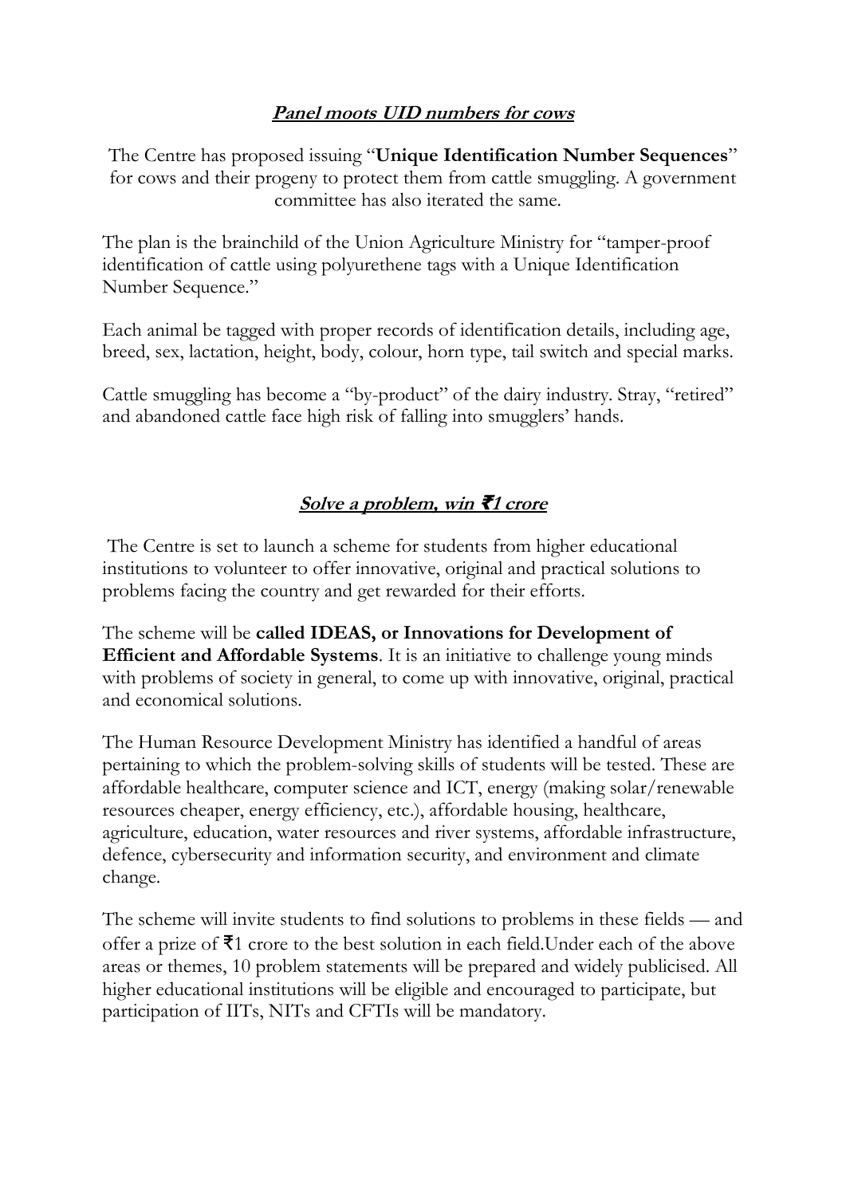## ***Panel moots UID numbers for cows***

The Centre has proposed issuing "**Unique Identification Number Sequences**" for cows and their progeny to protect them from cattle smuggling. A government committee has also iterated the same.

The plan is the brainchild of the Union Agriculture Ministry for "tamper-proof identification of cattle using polyurethene tags with a Unique Identification Number Sequence."

Each animal be tagged with proper records of identification details, including age, breed, sex, lactation, height, body, colour, horn type, tail switch and special marks.

Cattle smuggling has become a "by-product" of the dairy industry. Stray, "retired" and abandoned cattle face high risk of falling into smugglers' hands.

## ***Solve a problem, win ₹1 crore***

The Centre is set to launch a scheme for students from higher educational institutions to volunteer to offer innovative, original and practical solutions to problems facing the country and get rewarded for their efforts.

The scheme will be **called IDEAS, or Innovations for Development of Efficient and Affordable Systems**. It is an initiative to challenge young minds with problems of society in general, to come up with innovative, original, practical and economical solutions.

The Human Resource Development Ministry has identified a handful of areas pertaining to which the problem-solving skills of students will be tested. These are affordable healthcare, computer science and ICT, energy (making solar/renewable resources cheaper, energy efficiency, etc.), affordable housing, healthcare, agriculture, education, water resources and river systems, affordable infrastructure, defence, cybersecurity and information security, and environment and climate change.

The scheme will invite students to find solutions to problems in these fields — and offer a prize of ₹1 crore to the best solution in each field.Under each of the above areas or themes, 10 problem statements will be prepared and widely publicised. All higher educational institutions will be eligible and encouraged to participate, but participation of IITs, NITs and CFTIs will be mandatory.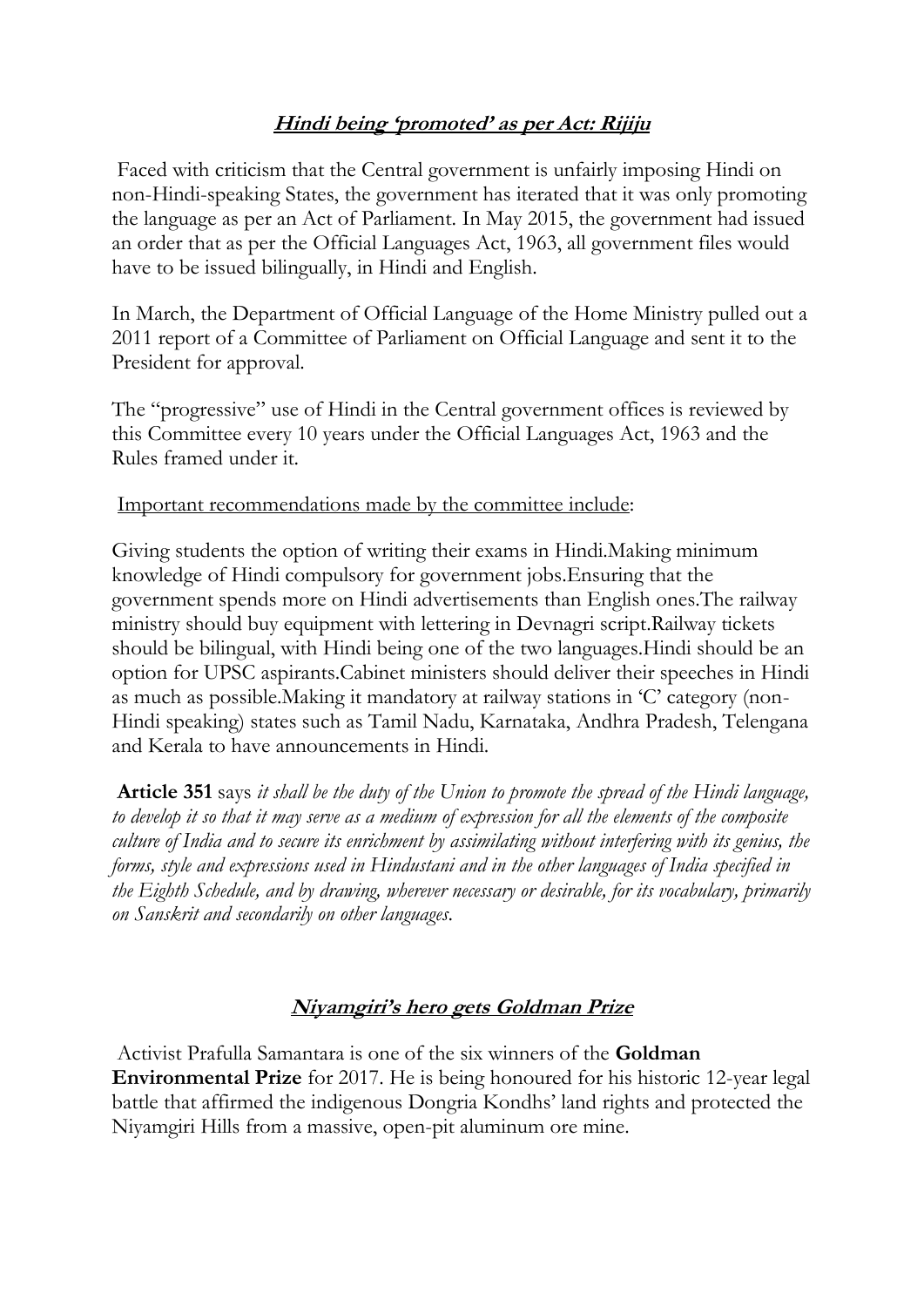## ***Hindi being 'promoted' as per Act: Rijiju***

Faced with criticism that the Central government is unfairly imposing Hindi on non-Hindi-speaking States, the government has iterated that it was only promoting the language as per an Act of Parliament. In May 2015, the government had issued an order that as per the Official Languages Act, 1963, all government files would have to be issued bilingually, in Hindi and English.

In March, the Department of Official Language of the Home Ministry pulled out a 2011 report of a Committee of Parliament on Official Language and sent it to the President for approval.

The "progressive" use of Hindi in the Central government offices is reviewed by this Committee every 10 years under the Official Languages Act, 1963 and the Rules framed under it.

Important recommendations made by the committee include:

Giving students the option of writing their exams in Hindi.Making minimum knowledge of Hindi compulsory for government jobs.Ensuring that the government spends more on Hindi advertisements than English ones.The railway ministry should buy equipment with lettering in Devnagri script.Railway tickets should be bilingual, with Hindi being one of the two languages.Hindi should be an option for UPSC aspirants.Cabinet ministers should deliver their speeches in Hindi as much as possible.Making it mandatory at railway stations in 'C' category (non-Hindi speaking) states such as Tamil Nadu, Karnataka, Andhra Pradesh, Telengana and Kerala to have announcements in Hindi.

**Article 351** says *it shall be the duty of the Union to promote the spread of the Hindi language, to develop it so that it may serve as a medium of expression for all the elements of the composite culture of India and to secure its enrichment by assimilating without interfering with its genius, the forms, style and expressions used in Hindustani and in the other languages of India specified in the Eighth Schedule, and by drawing, wherever necessary or desirable, for its vocabulary, primarily on Sanskrit and secondarily on other languages.*

## ***Niyamgiri's hero gets Goldman Prize***

Activist Prafulla Samantara is one of the six winners of the **Goldman Environmental Prize** for 2017. He is being honoured for his historic 12-year legal battle that affirmed the indigenous Dongria Kondhs' land rights and protected the Niyamgiri Hills from a massive, open-pit aluminum ore mine.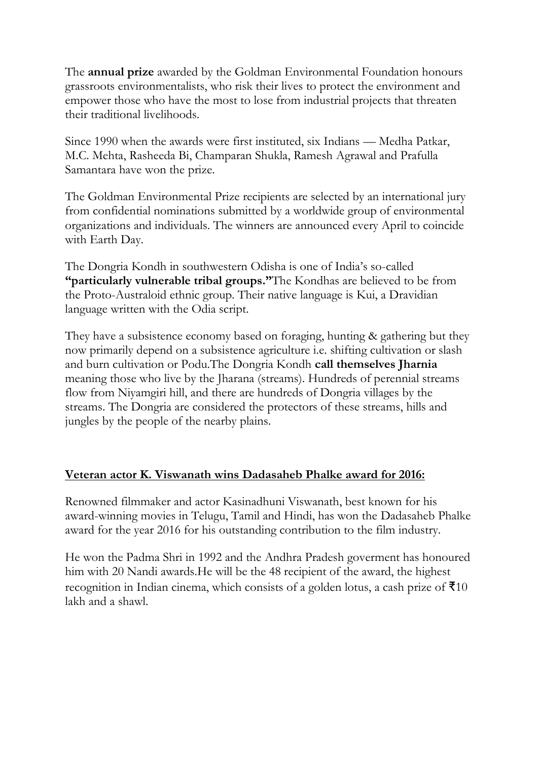The **annual prize** awarded by the Goldman Environmental Foundation honours grassroots environmentalists, who risk their lives to protect the environment and empower those who have the most to lose from industrial projects that threaten their traditional livelihoods.

Since 1990 when the awards were first instituted, six Indians — Medha Patkar, M.C. Mehta, Rasheeda Bi, Champaran Shukla, Ramesh Agrawal and Prafulla Samantara have won the prize.

The Goldman Environmental Prize recipients are selected by an international jury from confidential nominations submitted by a worldwide group of environmental organizations and individuals. The winners are announced every April to coincide with Earth Day.

The Dongria Kondh in southwestern Odisha is one of India's so-called **"particularly vulnerable tribal groups."**The Kondhas are believed to be from the Proto-Australoid ethnic group. Their native language is Kui, a Dravidian language written with the Odia script.

They have a subsistence economy based on foraging, hunting & gathering but they now primarily depend on a subsistence agriculture i.e. shifting cultivation or slash and burn cultivation or Podu.The Dongria Kondh **call themselves Jharnia** meaning those who live by the Jharana (streams). Hundreds of perennial streams flow from Niyamgiri hill, and there are hundreds of Dongria villages by the streams. The Dongria are considered the protectors of these streams, hills and jungles by the people of the nearby plains.

## Veteran actor K. Viswanath wins Dadasaheb Phalke award for 2016:

Renowned filmmaker and actor Kasinadhuni Viswanath, best known for his award-winning movies in Telugu, Tamil and Hindi, has won the Dadasaheb Phalke award for the year 2016 for his outstanding contribution to the film industry.

He won the Padma Shri in 1992 and the Andhra Pradesh goverment has honoured him with 20 Nandi awards.He will be the 48 recipient of the award, the highest recognition in Indian cinema, which consists of a golden lotus, a cash prize of ₹10 lakh and a shawl.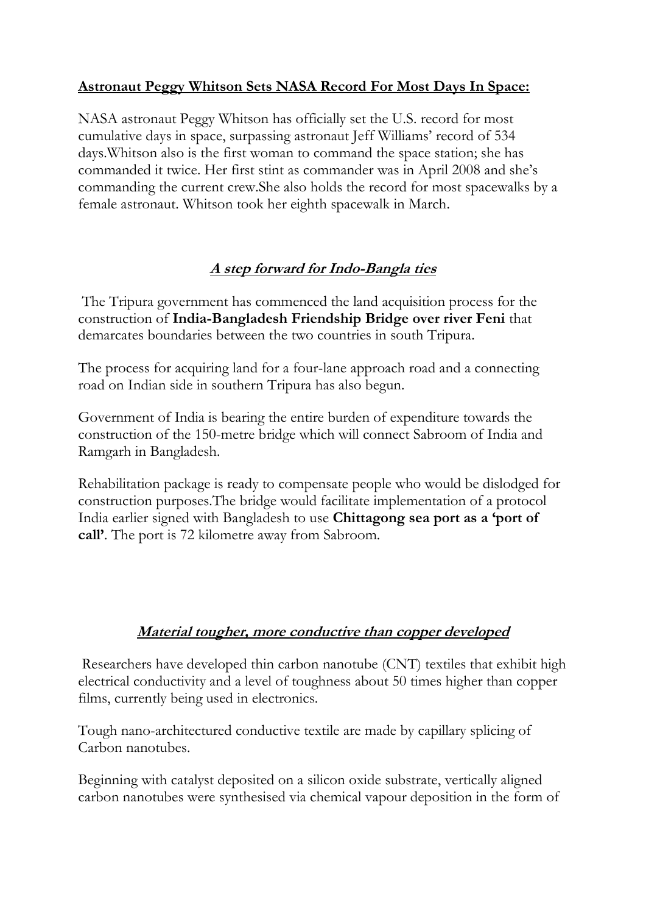**Astronaut Peggy Whitson Sets NASA Record For Most Days In Space:**

NASA astronaut Peggy Whitson has officially set the U.S. record for most cumulative days in space, surpassing astronaut Jeff Williams' record of 534 days.Whitson also is the first woman to command the space station; she has commanded it twice. Her first stint as commander was in April 2008 and she's commanding the current crew.She also holds the record for most spacewalks by a female astronaut. Whitson took her eighth spacewalk in March.

## ***A step forward for Indo-Bangla ties***

The Tripura government has commenced the land acquisition process for the construction of **India-Bangladesh Friendship Bridge over river Feni** that demarcates boundaries between the two countries in south Tripura.

The process for acquiring land for a four-lane approach road and a connecting road on Indian side in southern Tripura has also begun.

Government of India is bearing the entire burden of expenditure towards the construction of the 150-metre bridge which will connect Sabroom of India and Ramgarh in Bangladesh.

Rehabilitation package is ready to compensate people who would be dislodged for construction purposes.The bridge would facilitate implementation of a protocol India earlier signed with Bangladesh to use **Chittagong sea port as a 'port of call'**. The port is 72 kilometre away from Sabroom.

## ***Material tougher, more conductive than copper developed***

Researchers have developed thin carbon nanotube (CNT) textiles that exhibit high electrical conductivity and a level of toughness about 50 times higher than copper films, currently being used in electronics.

Tough nano-architectured conductive textile are made by capillary splicing of Carbon nanotubes.

Beginning with catalyst deposited on a silicon oxide substrate, vertically aligned carbon nanotubes were synthesised via chemical vapour deposition in the form of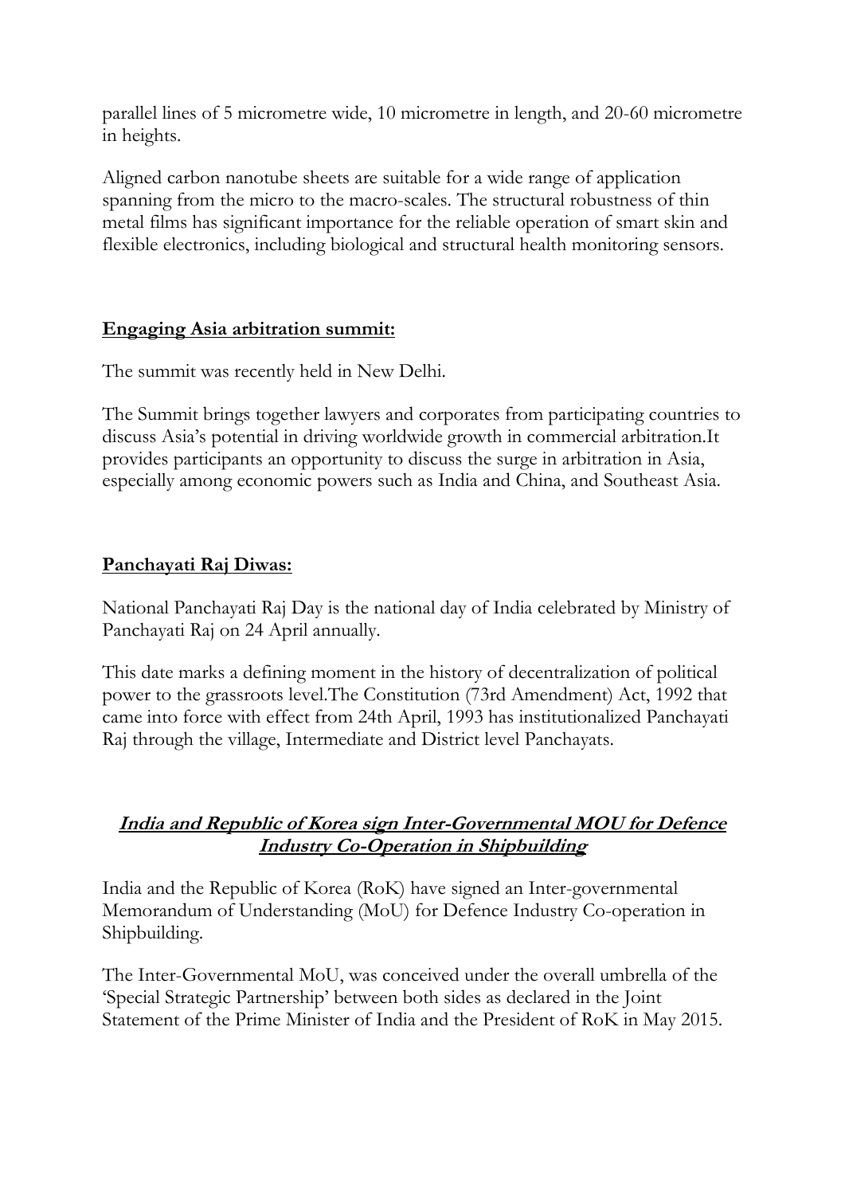parallel lines of 5 micrometre wide, 10 micrometre in length, and 20-60 micrometre in heights.

Aligned carbon nanotube sheets are suitable for a wide range of application spanning from the micro to the macro-scales. The structural robustness of thin metal films has significant importance for the reliable operation of smart skin and flexible electronics, including biological and structural health monitoring sensors.

## **Engaging Asia arbitration summit:**

The summit was recently held in New Delhi.

The Summit brings together lawyers and corporates from participating countries to discuss Asia's potential in driving worldwide growth in commercial arbitration.It provides participants an opportunity to discuss the surge in arbitration in Asia, especially among economic powers such as India and China, and Southeast Asia.

## **Panchayati Raj Diwas:**

National Panchayati Raj Day is the national day of India celebrated by Ministry of Panchayati Raj on 24 April annually.

This date marks a defining moment in the history of decentralization of political power to the grassroots level.The Constitution (73rd Amendment) Act, 1992 that came into force with effect from 24th April, 1993 has institutionalized Panchayati Raj through the village, Intermediate and District level Panchayats.

## ***India and Republic of Korea sign Inter-Governmental MOU for Defence Industry Co-Operation in Shipbuilding***

India and the Republic of Korea (RoK) have signed an Inter-governmental Memorandum of Understanding (MoU) for Defence Industry Co-operation in Shipbuilding.

The Inter-Governmental MoU, was conceived under the overall umbrella of the 'Special Strategic Partnership' between both sides as declared in the Joint Statement of the Prime Minister of India and the President of RoK in May 2015.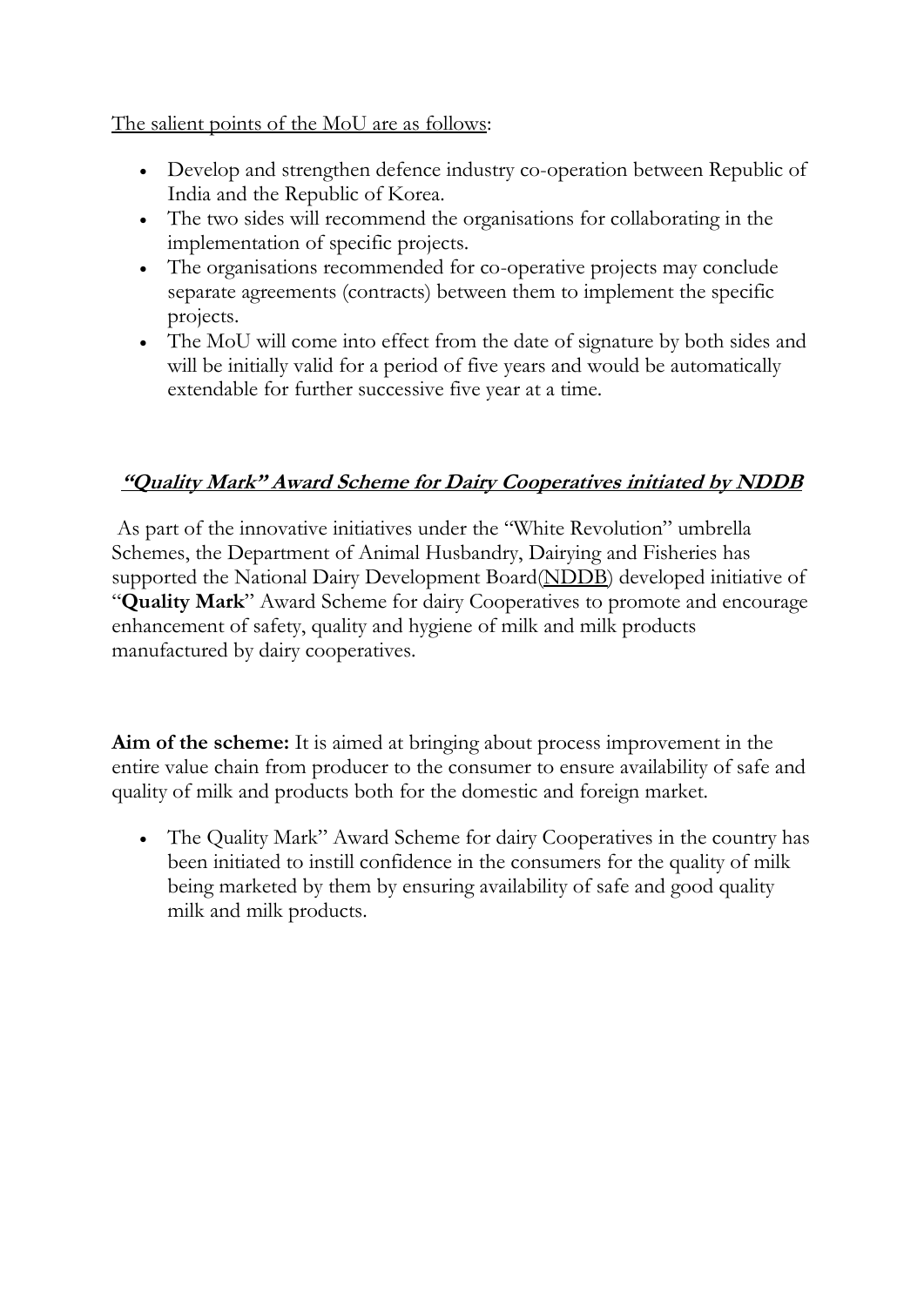The salient points of the MoU are as follows:

- Develop and strengthen defence industry co-operation between Republic of India and the Republic of Korea.
- The two sides will recommend the organisations for collaborating in the implementation of specific projects.
- The organisations recommended for co-operative projects may conclude separate agreements (contracts) between them to implement the specific projects.
- The MoU will come into effect from the date of signature by both sides and will be initially valid for a period of five years and would be automatically extendable for further successive five year at a time.

## ***"Quality Mark" Award Scheme for Dairy Cooperatives initiated by NDDB***

As part of the innovative initiatives under the "White Revolution" umbrella Schemes, the Department of Animal Husbandry, Dairying and Fisheries has supported the National Dairy Development Board(NDDB) developed initiative of "**Quality Mark**" Award Scheme for dairy Cooperatives to promote and encourage enhancement of safety, quality and hygiene of milk and milk products manufactured by dairy cooperatives.

**Aim of the scheme:** It is aimed at bringing about process improvement in the entire value chain from producer to the consumer to ensure availability of safe and quality of milk and products both for the domestic and foreign market.

- The Quality Mark" Award Scheme for dairy Cooperatives in the country has been initiated to instill confidence in the consumers for the quality of milk being marketed by them by ensuring availability of safe and good quality milk and milk products.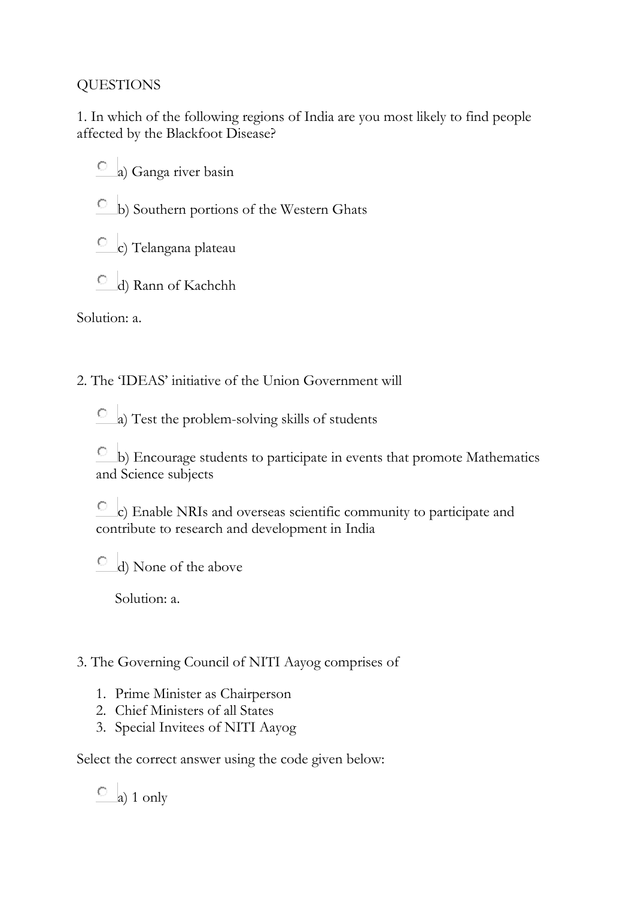QUESTIONS

1. In which of the following regions of India are you most likely to find people affected by the Blackfoot Disease?

- a) Ganga river basin
- b) Southern portions of the Western Ghats
- c) Telangana plateau
- d) Rann of Kachchh

Solution: a.

2. The 'IDEAS' initiative of the Union Government will

- a) Test the problem-solving skills of students
- b) Encourage students to participate in events that promote Mathematics and Science subjects
- c) Enable NRIs and overseas scientific community to participate and contribute to research and development in India
- d) None of the above

Solution: a.

3. The Governing Council of NITI Aayog comprises of

1. Prime Minister as Chairperson
2. Chief Ministers of all States
3. Special Invitees of NITI Aayog

Select the correct answer using the code given below:

- a) 1 only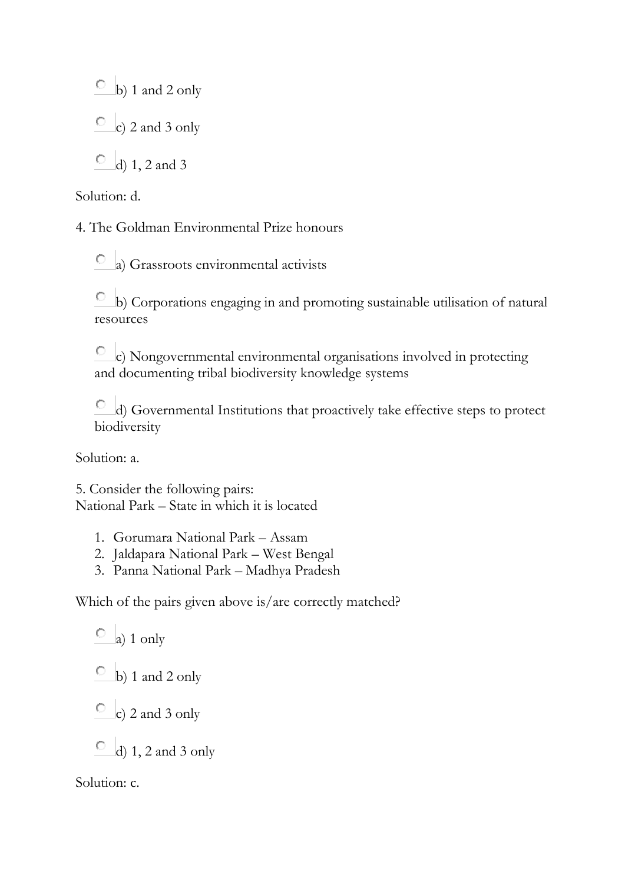- b) 1 and 2 only
- c) 2 and 3 only
- d) 1, 2 and 3

Solution: d.

4. The Goldman Environmental Prize honours

- a) Grassroots environmental activists
- b) Corporations engaging in and promoting sustainable utilisation of natural resources
- c) Nongovernmental environmental organisations involved in protecting and documenting tribal biodiversity knowledge systems
- d) Governmental Institutions that proactively take effective steps to protect biodiversity

Solution: a.

5. Consider the following pairs:
National Park – State in which it is located

1. Gorumara National Park – Assam
2. Jaldapara National Park – West Bengal
3. Panna National Park – Madhya Pradesh

Which of the pairs given above is/are correctly matched?

- a) 1 only
- b) 1 and 2 only
- c) 2 and 3 only
- d) 1, 2 and 3 only

Solution: c.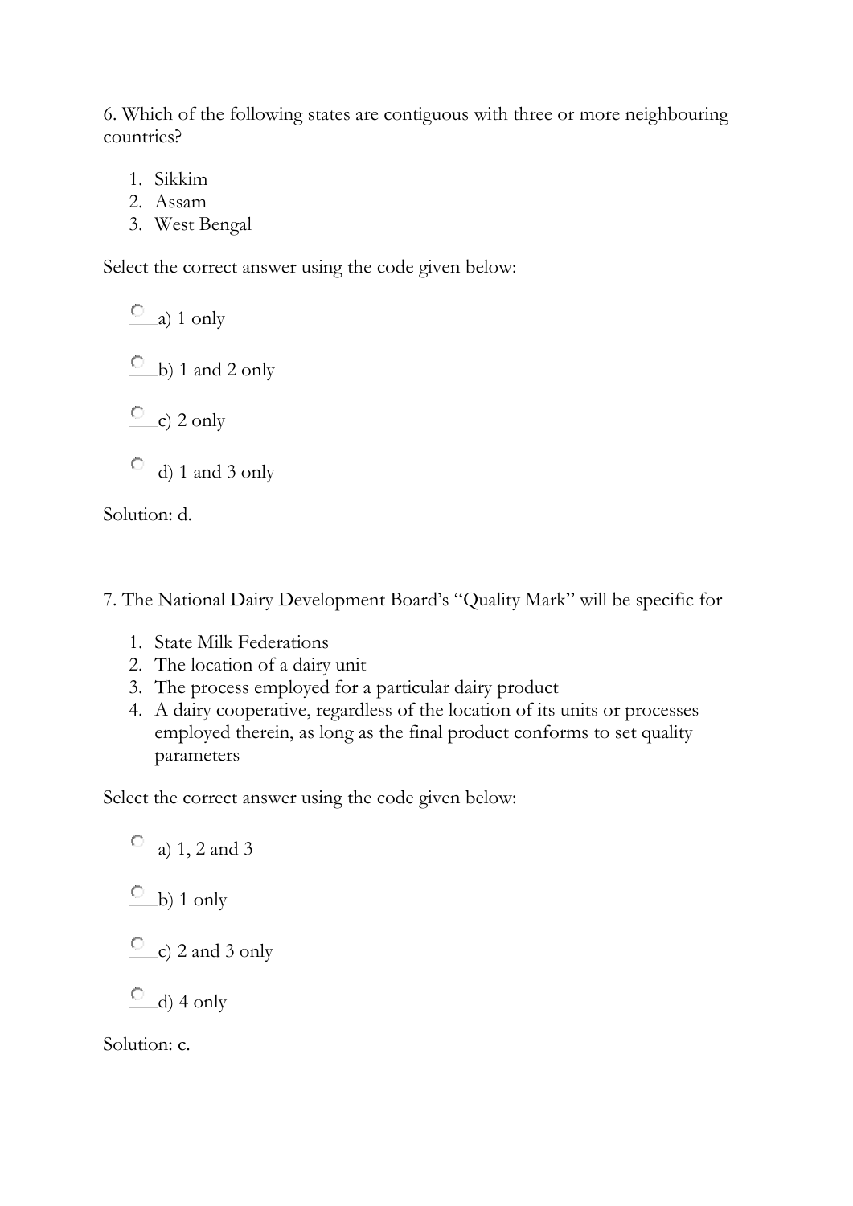6. Which of the following states are contiguous with three or more neighbouring countries?

1. Sikkim
2. Assam
3. West Bengal

Select the correct answer using the code given below:

- a) 1 only
- b) 1 and 2 only
- c) 2 only
- d) 1 and 3 only

Solution: d.

7. The National Dairy Development Board's "Quality Mark" will be specific for

1. State Milk Federations
2. The location of a dairy unit
3. The process employed for a particular dairy product
4. A dairy cooperative, regardless of the location of its units or processes employed therein, as long as the final product conforms to set quality parameters

Select the correct answer using the code given below:

- a) 1, 2 and 3
- b) 1 only
- c) 2 and 3 only
- d) 4 only

Solution: c.